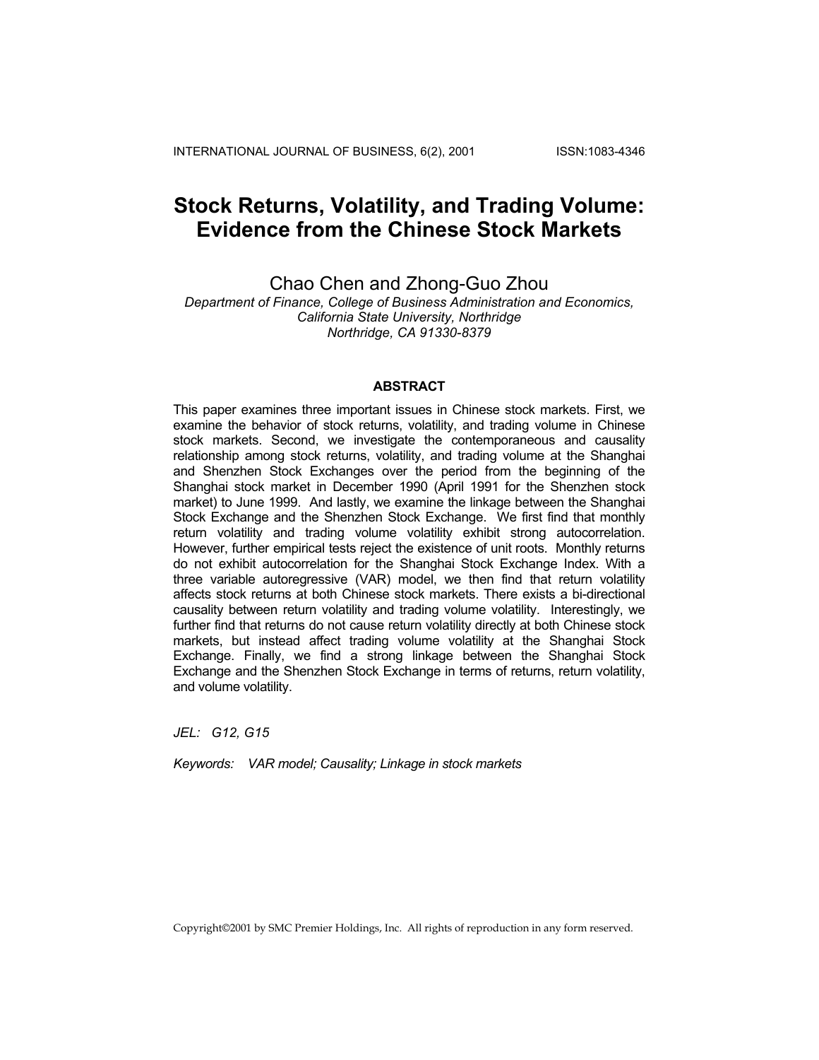# Stock Returns, Volatility, and Trading Volume: Evidence from the Chinese Stock Markets

Chao Chen and Zhong-Guo Zhou

*Department of Finance, College of Business Administration and Economics, California State University, Northridge Northridge, CA 91330-8379*

## ABSTRACT

This paper examines three important issues in Chinese stock markets. First, we examine the behavior of stock returns, volatility, and trading volume in Chinese stock markets. Second, we investigate the contemporaneous and causality relationship among stock returns, volatility, and trading volume at the Shanghai and Shenzhen Stock Exchanges over the period from the beginning of the Shanghai stock market in December 1990 (April 1991 for the Shenzhen stock market) to June 1999. And lastly, we examine the linkage between the Shanghai Stock Exchange and the Shenzhen Stock Exchange. We first find that monthly return volatility and trading volume volatility exhibit strong autocorrelation. However, further empirical tests reject the existence of unit roots. Monthly returns do not exhibit autocorrelation for the Shanghai Stock Exchange Index. With a three variable autoregressive (VAR) model, we then find that return volatility affects stock returns at both Chinese stock markets. There exists a bi-directional causality between return volatility and trading volume volatility. Interestingly, we further find that returns do not cause return volatility directly at both Chinese stock markets, but instead affect trading volume volatility at the Shanghai Stock Exchange. Finally, we find a strong linkage between the Shanghai Stock Exchange and the Shenzhen Stock Exchange in terms of returns, return volatility, and volume volatility.

*JEL: G12, G15*

*Keywords: VAR model; Causality; Linkage in stock markets*

Copyright©2001 by SMC Premier Holdings, Inc. All rights of reproduction in any form reserved.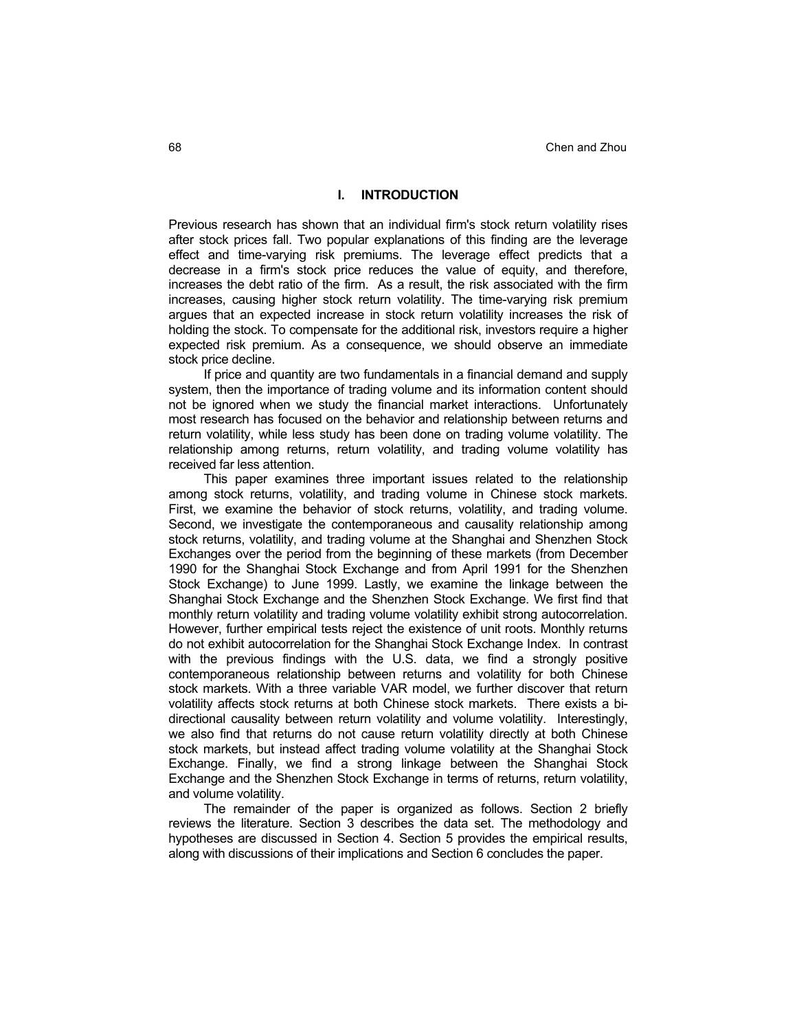## I. INTRODUCTION

Previous research has shown that an individual firm's stock return volatility rises after stock prices fall. Two popular explanations of this finding are the leverage effect and time-varying risk premiums. The leverage effect predicts that a decrease in a firm's stock price reduces the value of equity, and therefore, increases the debt ratio of the firm. As a result, the risk associated with the firm increases, causing higher stock return volatility. The time-varying risk premium argues that an expected increase in stock return volatility increases the risk of holding the stock. To compensate for the additional risk, investors require a higher expected risk premium. As a consequence, we should observe an immediate stock price decline.

If price and quantity are two fundamentals in a financial demand and supply system, then the importance of trading volume and its information content should not be ignored when we study the financial market interactions. Unfortunately most research has focused on the behavior and relationship between returns and return volatility, while less study has been done on trading volume volatility. The relationship among returns, return volatility, and trading volume volatility has received far less attention.

This paper examines three important issues related to the relationship among stock returns, volatility, and trading volume in Chinese stock markets. First, we examine the behavior of stock returns, volatility, and trading volume. Second, we investigate the contemporaneous and causality relationship among stock returns, volatility, and trading volume at the Shanghai and Shenzhen Stock Exchanges over the period from the beginning of these markets (from December 1990 for the Shanghai Stock Exchange and from April 1991 for the Shenzhen Stock Exchange) to June 1999. Lastly, we examine the linkage between the Shanghai Stock Exchange and the Shenzhen Stock Exchange. We first find that monthly return volatility and trading volume volatility exhibit strong autocorrelation. However, further empirical tests reject the existence of unit roots. Monthly returns do not exhibit autocorrelation for the Shanghai Stock Exchange Index. In contrast with the previous findings with the U.S. data, we find a strongly positive contemporaneous relationship between returns and volatility for both Chinese stock markets. With a three variable VAR model, we further discover that return volatility affects stock returns at both Chinese stock markets. There exists a bi-directional causality between return volatility and volume volatility. Interestingly, we also find that returns do not cause return volatility directly at both Chinese stock markets, but instead affect trading volume volatility at the Shanghai Stock Exchange. Finally, we find a strong linkage between the Shanghai Stock Exchange and the Shenzhen Stock Exchange in terms of returns, return volatility, and volume volatility.

The remainder of the paper is organized as follows. Section 2 briefly reviews the literature. Section 3 describes the data set. The methodology and hypotheses are discussed in Section 4. Section 5 provides the empirical results, along with discussions of their implications and Section 6 concludes the paper.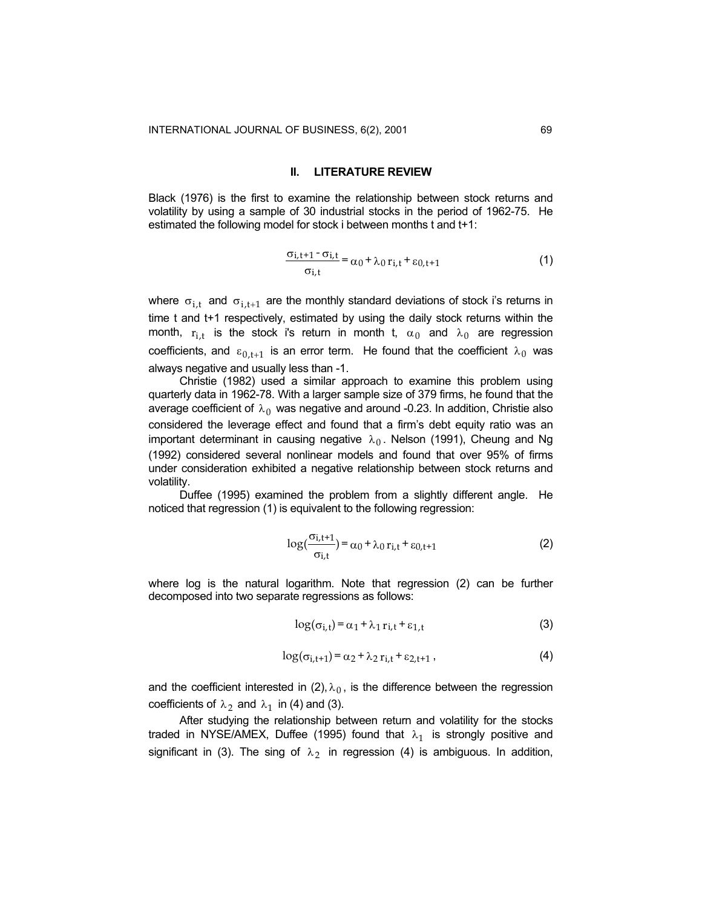## II. LITERATURE REVIEW

Black (1976) is the first to examine the relationship between stock returns and volatility by using a sample of 30 industrial stocks in the period of 1962-75. He estimated the following model for stock i between months t and t+1:

$$\frac{\sigma_{i,t+1} - \sigma_{i,t}}{\sigma_{i,t}} = \alpha_0 + \lambda_0 r_{i,t} + \varepsilon_{0,t+1} \tag{1}$$

where $\sigma_{i,t}$ and $\sigma_{i,t+1}$ are the monthly standard deviations of stock i's returns in time t and t+1 respectively, estimated by using the daily stock returns within the month, $r_{i,t}$ is the stock i's return in month t, $\alpha_0$ and $\lambda_0$ are regression coefficients, and $\varepsilon_{0,t+1}$ is an error term. He found that the coefficient $\lambda_0$ was always negative and usually less than -1.

Christie (1982) used a similar approach to examine this problem using quarterly data in 1962-78. With a larger sample size of 379 firms, he found that the average coefficient of $\lambda_0$ was negative and around -0.23. In addition, Christie also considered the leverage effect and found that a firm's debt equity ratio was an important determinant in causing negative $\lambda_0$. Nelson (1991), Cheung and Ng (1992) considered several nonlinear models and found that over 95% of firms under consideration exhibited a negative relationship between stock returns and volatility.

Duffee (1995) examined the problem from a slightly different angle. He noticed that regression (1) is equivalent to the following regression:

$$\log(\frac{\sigma_{i,t+1}}{\sigma_{i,t}}) = \alpha_0 + \lambda_0 r_{i,t} + \varepsilon_{0,t+1} \tag{2}$$

where log is the natural logarithm. Note that regression (2) can be further decomposed into two separate regressions as follows:

$$\log(\sigma_{i,t}) = \alpha_1 + \lambda_1 r_{i,t} + \varepsilon_{1,t} \tag{3}$$

$$\log(\sigma_{i,t+1}) = \alpha_2 + \lambda_2 r_{i,t} + \varepsilon_{2,t+1}\ , \tag{4}$$

and the coefficient interested in (2), $\lambda_0$, is the difference between the regression coefficients of $\lambda_2$ and $\lambda_1$ in (4) and (3).

After studying the relationship between return and volatility for the stocks traded in NYSE/AMEX, Duffee (1995) found that $\lambda_1$ is strongly positive and significant in (3). The sing of $\lambda_2$ in regression (4) is ambiguous. In addition,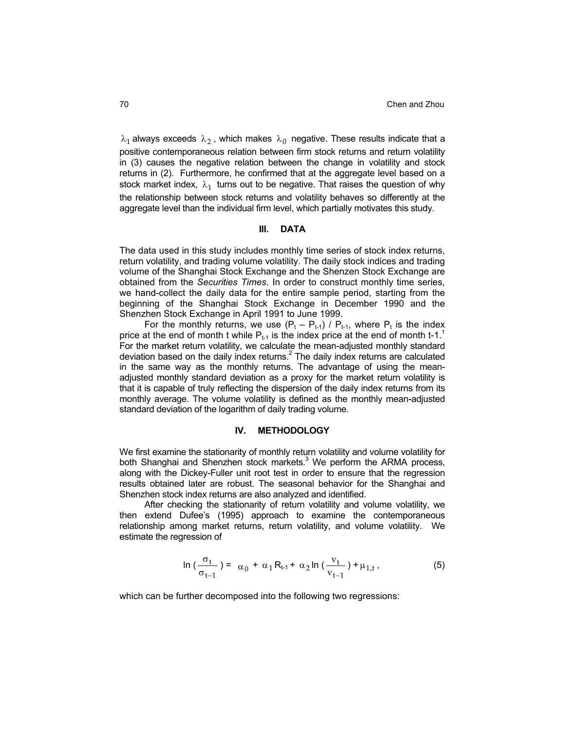$\lambda_1$ always exceeds $\lambda_2$, which makes $\lambda_0$ negative. These results indicate that a positive contemporaneous relation between firm stock returns and return volatility in (3) causes the negative relation between the change in volatility and stock returns in (2). Furthermore, he confirmed that at the aggregate level based on a stock market index, $\lambda_1$ turns out to be negative. That raises the question of why the relationship between stock returns and volatility behaves so differently at the aggregate level than the individual firm level, which partially motivates this study.

## III. DATA

The data used in this study includes monthly time series of stock index returns, return volatility, and trading volume volatility. The daily stock indices and trading volume of the Shanghai Stock Exchange and the Shenzen Stock Exchange are obtained from the *Securities Times*. In order to construct monthly time series, we hand-collect the daily data for the entire sample period, starting from the beginning of the Shanghai Stock Exchange in December 1990 and the Shenzhen Stock Exchange in April 1991 to June 1999.

For the monthly returns, we use $(P_t - P_{t-1}) / P_{t-1}$, where $P_t$ is the index price at the end of month t while $P_{t-1}$ is the index price at the end of month t-1.[1] For the market return volatility, we calculate the mean-adjusted monthly standard deviation based on the daily index returns.[2] The daily index returns are calculated in the same way as the monthly returns. The advantage of using the mean-adjusted monthly standard deviation as a proxy for the market return volatility is that it is capable of truly reflecting the dispersion of the daily index returns from its monthly average. The volume volatility is defined as the monthly mean-adjusted standard deviation of the logarithm of daily trading volume.

## IV. METHODOLOGY

We first examine the stationarity of monthly return volatility and volume volatility for both Shanghai and Shenzhen stock markets.[3] We perform the ARMA process, along with the Dickey-Fuller unit root test in order to ensure that the regression results obtained later are robust. The seasonal behavior for the Shanghai and Shenzhen stock index returns are also analyzed and identified.

After checking the stationarity of return volatility and volume volatility, we then extend Dufee's (1995) approach to examine the contemporaneous relationship among market returns, return volatility, and volume volatility. We estimate the regression of

$$\ln\left(\frac{\sigma_t}{\sigma_{t-1}}\right) = \alpha_0 + \alpha_1 R_{t-1} + \alpha_2 \ln\left(\frac{v_t}{v_{t-1}}\right) + \mu_{1,t}\,, \qquad (5)$$

which can be further decomposed into the following two regressions: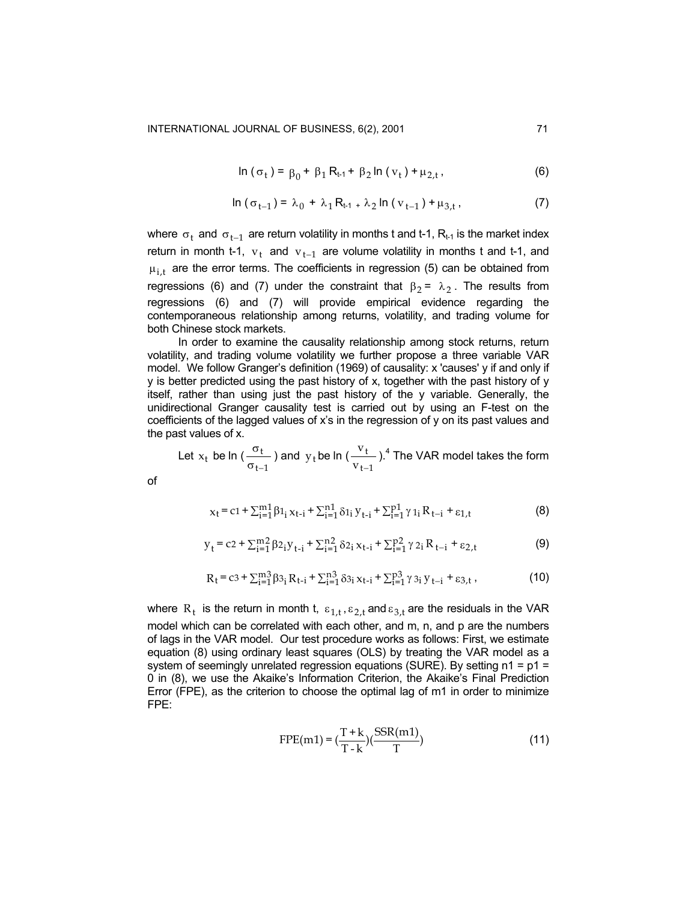$$\ln(\sigma_t) = \beta_0 + \beta_1 R_{t-1} + \beta_2 \ln(v_t) + \mu_{2,t}, \tag{6}$$

$$\ln(\sigma_{t-1}) = \lambda_0 + \lambda_1 R_{t-1} + \lambda_2 \ln(v_{t-1}) + \mu_{3,t}, \tag{7}$$

where $\sigma_t$ and $\sigma_{t-1}$ are return volatility in months t and t-1, $R_{t-1}$ is the market index return in month t-1, $v_t$ and $v_{t-1}$ are volume volatility in months t and t-1, and $\mu_{i,t}$ are the error terms. The coefficients in regression (5) can be obtained from regressions (6) and (7) under the constraint that $\beta_2 = \lambda_2$. The results from regressions (6) and (7) will provide empirical evidence regarding the contemporaneous relationship among returns, volatility, and trading volume for both Chinese stock markets.

In order to examine the causality relationship among stock returns, return volatility, and trading volume volatility we further propose a three variable VAR model. We follow Granger's definition (1969) of causality: x 'causes' y if and only if y is better predicted using the past history of x, together with the past history of y itself, rather than using just the past history of the y variable. Generally, the unidirectional Granger causality test is carried out by using an F-test on the coefficients of the lagged values of x's in the regression of y on its past values and the past values of x.

Let $x_t$ be $\ln\left(\frac{\sigma_t}{\sigma_{t-1}}\right)$ and $y_t$ be $\ln\left(\frac{v_t}{v_{t-1}}\right)$.[4] The VAR model takes the form of

$$x_t = c1 + \sum_{i=1}^{m1} \beta 1_i x_{t-i} + \sum_{i=1}^{n1} \delta 1_i y_{t-i} + \sum_{i=1}^{p1} \gamma 1_i R_{t-i} + \varepsilon_{1,t} \tag{8}$$

$$y_t = c2 + \sum_{i=1}^{m2} \beta 2_i y_{t-i} + \sum_{i=1}^{n2} \delta 2_i x_{t-i} + \sum_{i=1}^{p2} \gamma 2_i R_{t-i} + \varepsilon_{2,t} \tag{9}$$

$$R_t = c3 + \sum_{i=1}^{m3} \beta 3_i R_{t-i} + \sum_{i=1}^{n3} \delta 3_i x_{t-i} + \sum_{i=1}^{p3} \gamma 3_i y_{t-i} + \varepsilon_{3,t}, \tag{10}$$

where $R_t$ is the return in month t, $\varepsilon_{1,t}, \varepsilon_{2,t}$ and $\varepsilon_{3,t}$ are the residuals in the VAR model which can be correlated with each other, and m, n, and p are the numbers of lags in the VAR model. Our test procedure works as follows: First, we estimate equation (8) using ordinary least squares (OLS) by treating the VAR model as a system of seemingly unrelated regression equations (SURE). By setting n1 = p1 = 0 in (8), we use the Akaike's Information Criterion, the Akaike's Final Prediction Error (FPE), as the criterion to choose the optimal lag of m1 in order to minimize FPE:

$$\text{FPE}(m1) = \left(\frac{T + k}{T - k}\right)\left(\frac{\text{SSR}(m1)}{T}\right) \tag{11}$$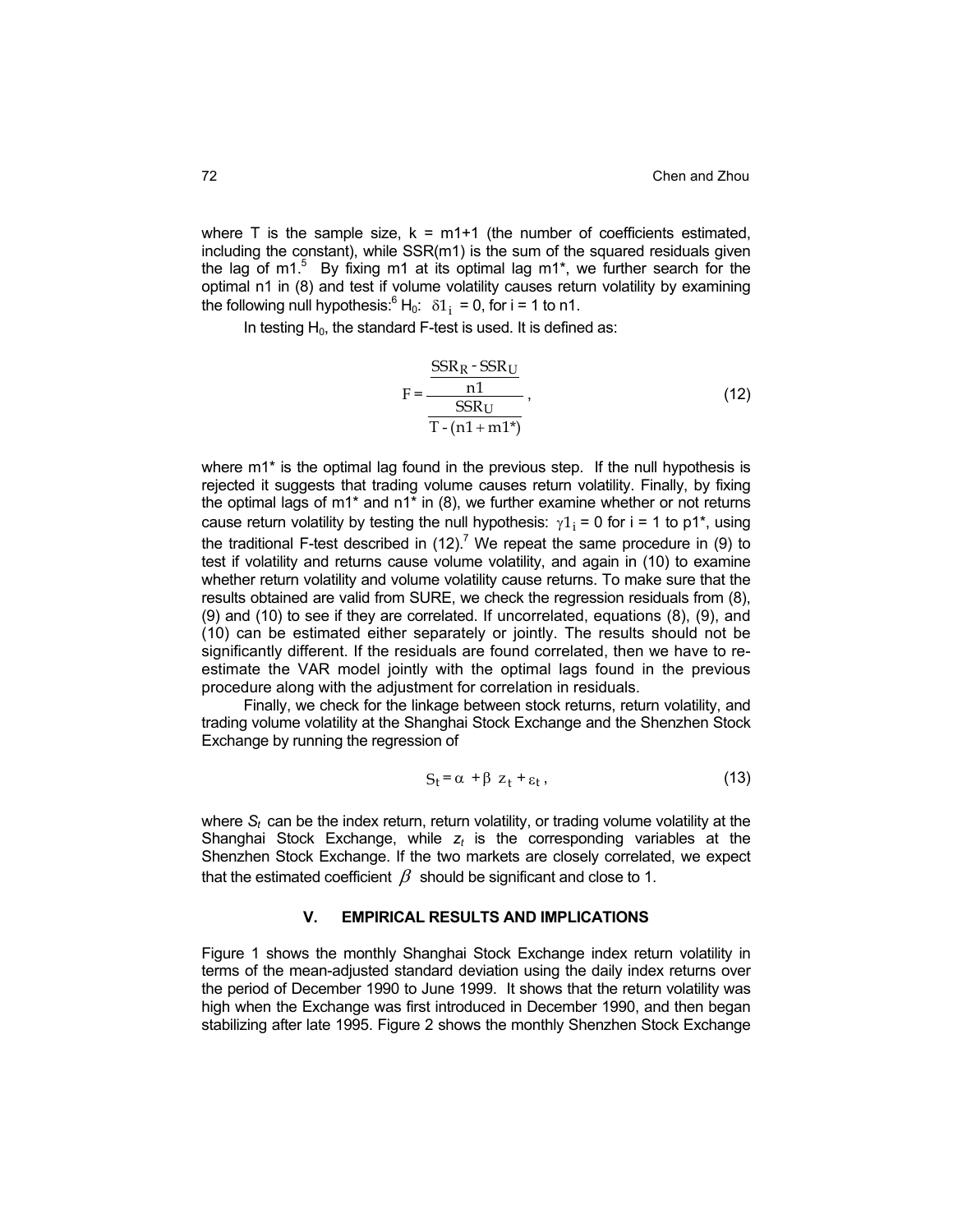where T is the sample size, k = m1+1 (the number of coefficients estimated, including the constant), while SSR(m1) is the sum of the squared residuals given the lag of m1.[5] By fixing m1 at its optimal lag m1*, we further search for the optimal n1 in (8) and test if volume volatility causes return volatility by examining the following null hypothesis:[6] $H_0$: $\delta 1_i = 0$, for i = 1 to n1.

In testing $H_0$, the standard F-test is used. It is defined as:

$$F = \frac{\dfrac{SSR_R - SSR_U}{n1}}{\dfrac{SSR_U}{T - (n1 + m1^*)}}, \tag{12}$$

where m1* is the optimal lag found in the previous step. If the null hypothesis is rejected it suggests that trading volume causes return volatility. Finally, by fixing the optimal lags of m1* and n1* in (8), we further examine whether or not returns cause return volatility by testing the null hypothesis: $\gamma 1_i = 0$ for i = 1 to p1*, using the traditional F-test described in (12).[7] We repeat the same procedure in (9) to test if volatility and returns cause volume volatility, and again in (10) to examine whether return volatility and volume volatility cause returns. To make sure that the results obtained are valid from SURE, we check the regression residuals from (8), (9) and (10) to see if they are correlated. If uncorrelated, equations (8), (9), and (10) can be estimated either separately or jointly. The results should not be significantly different. If the residuals are found correlated, then we have to re-estimate the VAR model jointly with the optimal lags found in the previous procedure along with the adjustment for correlation in residuals.

Finally, we check for the linkage between stock returns, return volatility, and trading volume volatility at the Shanghai Stock Exchange and the Shenzhen Stock Exchange by running the regression of

$$S_t = \alpha + \beta \, z_t + \varepsilon_t, \tag{13}$$

where $S_t$ can be the index return, return volatility, or trading volume volatility at the Shanghai Stock Exchange, while $z_t$ is the corresponding variables at the Shenzhen Stock Exchange. If the two markets are closely correlated, we expect that the estimated coefficient $\beta$ should be significant and close to 1.

## V. EMPIRICAL RESULTS AND IMPLICATIONS

Figure 1 shows the monthly Shanghai Stock Exchange index return volatility in terms of the mean-adjusted standard deviation using the daily index returns over the period of December 1990 to June 1999. It shows that the return volatility was high when the Exchange was first introduced in December 1990, and then began stabilizing after late 1995. Figure 2 shows the monthly Shenzhen Stock Exchange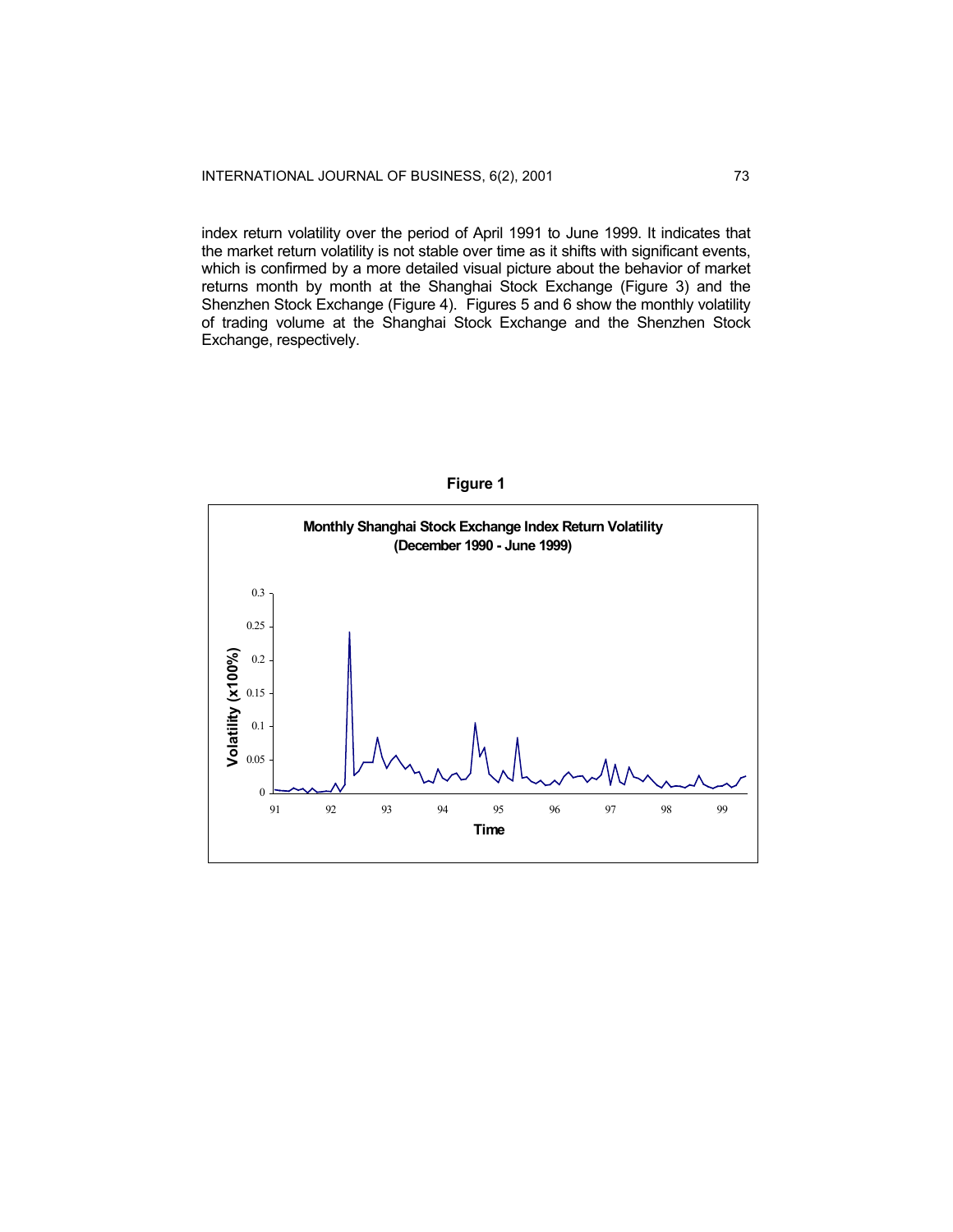index return volatility over the period of April 1991 to June 1999. It indicates that the market return volatility is not stable over time as it shifts with significant events, which is confirmed by a more detailed visual picture about the behavior of market returns month by month at the Shanghai Stock Exchange (Figure 3) and the Shenzhen Stock Exchange (Figure 4). Figures 5 and 6 show the monthly volatility of trading volume at the Shanghai Stock Exchange and the Shenzhen Stock Exchange, respectively.

**Figure 1**

**Monthly Shanghai Stock Exchange Index Return Volatility (December 1990 - June 1999)**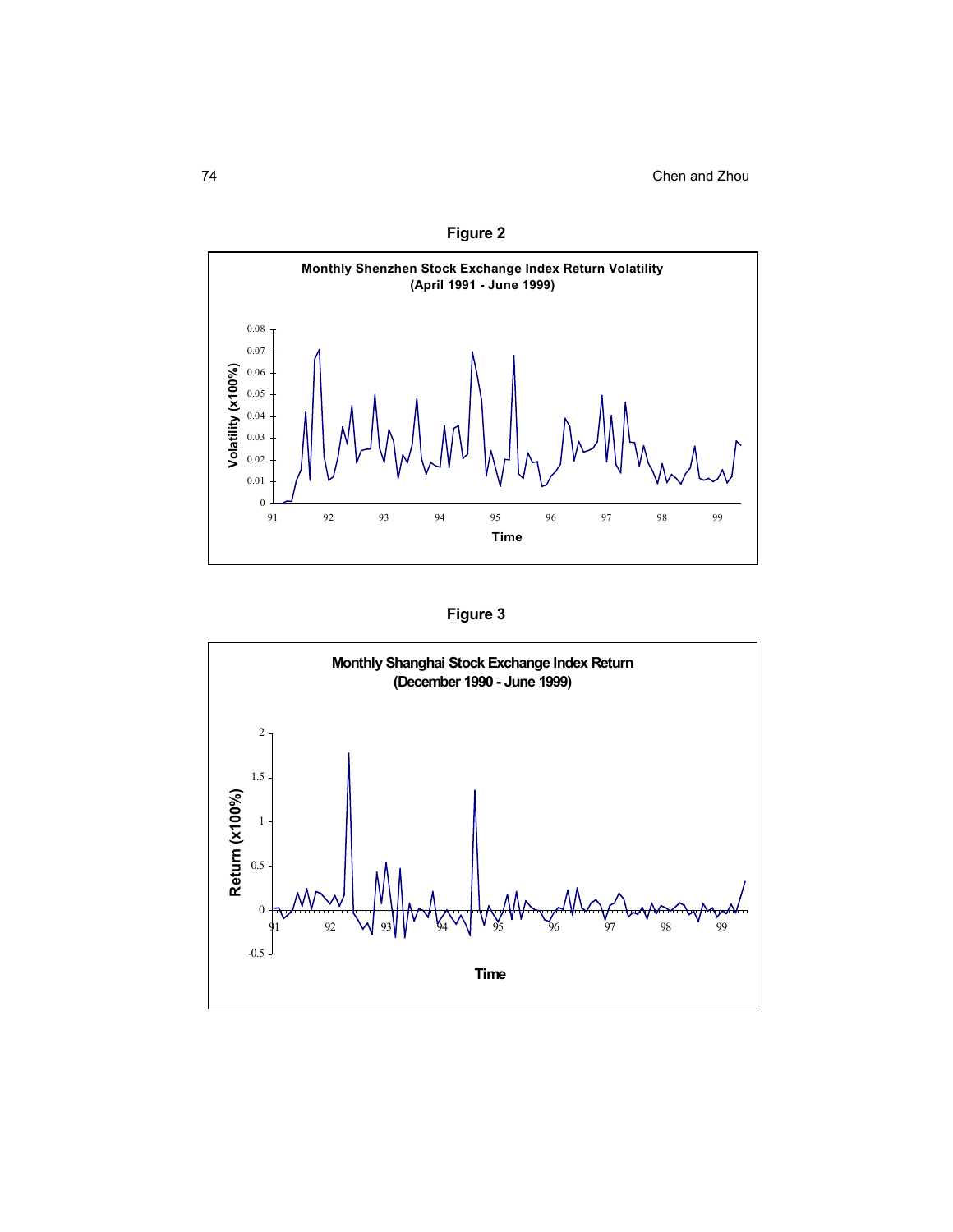**Figure 2**

**Monthly Shenzhen Stock Exchange Index Return Volatility (April 1991 - June 1999)**

**Figure 3**

**Monthly Shanghai Stock Exchange Index Return (December 1990 - June 1999)**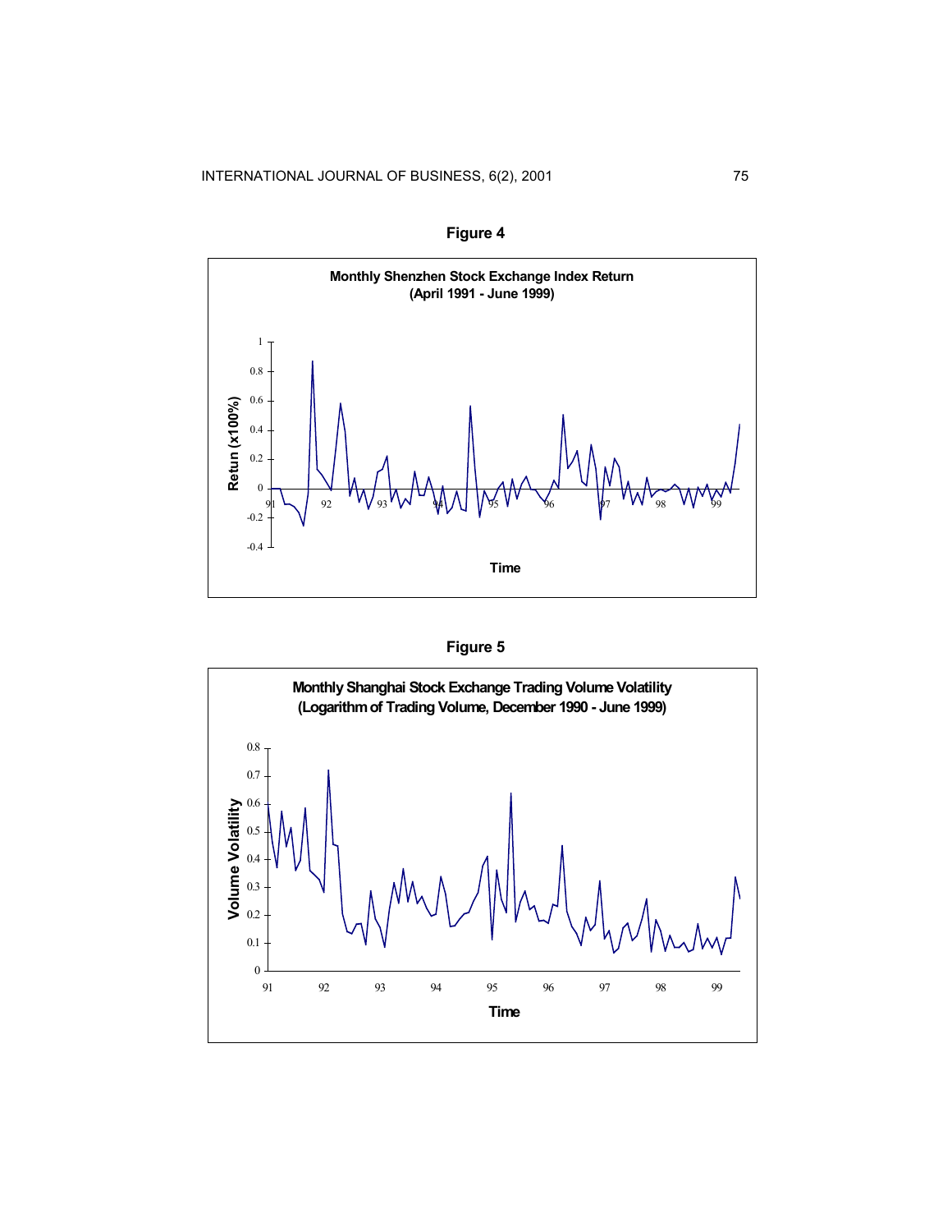**Figure 4**

**Monthly Shenzhen Stock Exchange Index Return (April 1991 - June 1999)**

**Figure 5**

**Monthly Shanghai Stock Exchange Trading Volume Volatility (Logarithm of Trading Volume, December 1990 - June 1999)**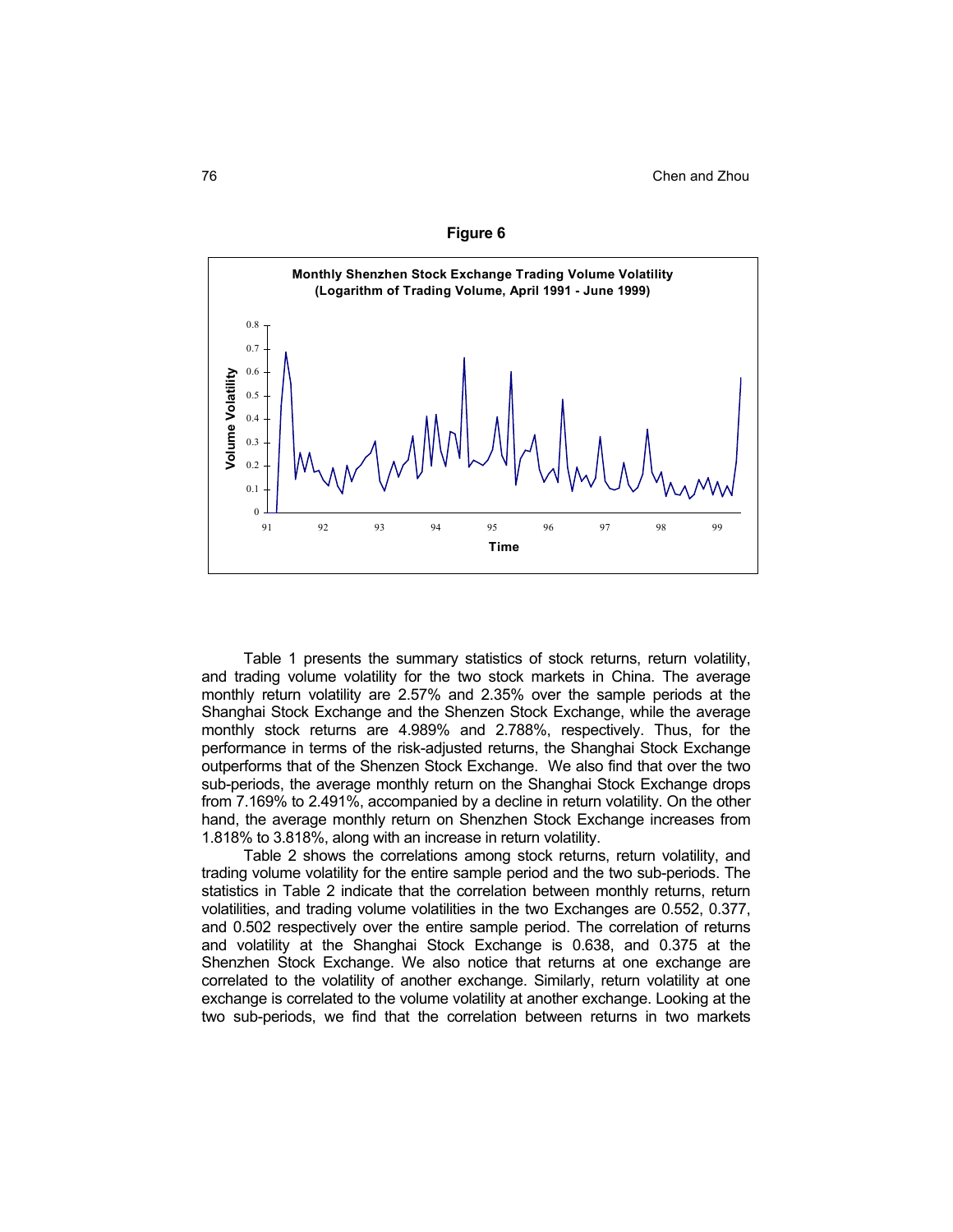**Figure 6**

**Monthly Shenzhen Stock Exchange Trading Volume Volatility (Logarithm of Trading Volume, April 1991 - June 1999)**

Table 1 presents the summary statistics of stock returns, return volatility, and trading volume volatility for the two stock markets in China. The average monthly return volatility are 2.57% and 2.35% over the sample periods at the Shanghai Stock Exchange and the Shenzen Stock Exchange, while the average monthly stock returns are 4.989% and 2.788%, respectively. Thus, for the performance in terms of the risk-adjusted returns, the Shanghai Stock Exchange outperforms that of the Shenzen Stock Exchange. We also find that over the two sub-periods, the average monthly return on the Shanghai Stock Exchange drops from 7.169% to 2.491%, accompanied by a decline in return volatility. On the other hand, the average monthly return on Shenzhen Stock Exchange increases from 1.818% to 3.818%, along with an increase in return volatility.

Table 2 shows the correlations among stock returns, return volatility, and trading volume volatility for the entire sample period and the two sub-periods. The statistics in Table 2 indicate that the correlation between monthly returns, return volatilities, and trading volume volatilities in the two Exchanges are 0.552, 0.377, and 0.502 respectively over the entire sample period. The correlation of returns and volatility at the Shanghai Stock Exchange is 0.638, and 0.375 at the Shenzhen Stock Exchange. We also notice that returns at one exchange are correlated to the volatility of another exchange. Similarly, return volatility at one exchange is correlated to the volume volatility at another exchange. Looking at the two sub-periods, we find that the correlation between returns in two markets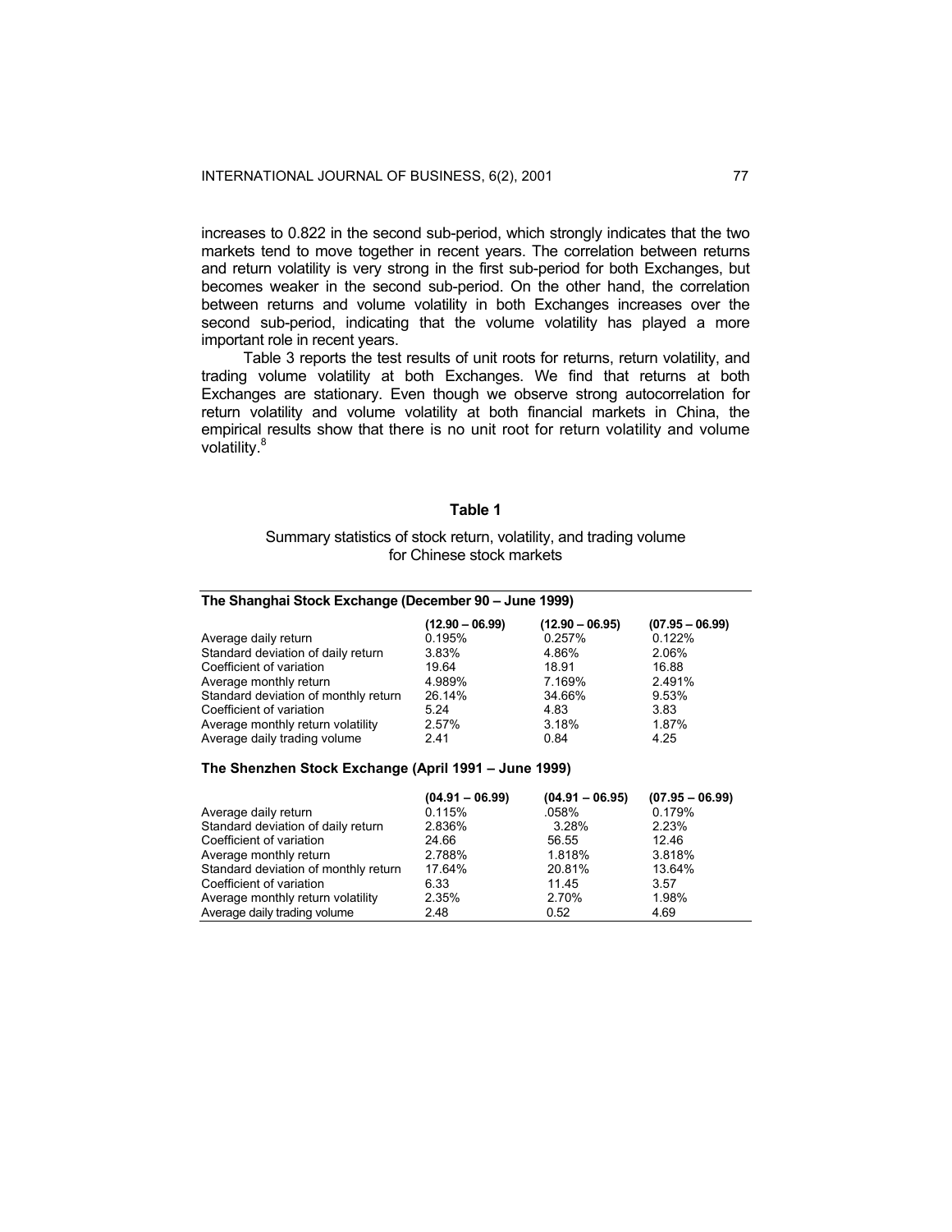increases to 0.822 in the second sub-period, which strongly indicates that the two markets tend to move together in recent years. The correlation between returns and return volatility is very strong in the first sub-period for both Exchanges, but becomes weaker in the second sub-period. On the other hand, the correlation between returns and volume volatility in both Exchanges increases over the second sub-period, indicating that the volume volatility has played a more important role in recent years.

Table 3 reports the test results of unit roots for returns, return volatility, and trading volume volatility at both Exchanges. We find that returns at both Exchanges are stationary. Even though we observe strong autocorrelation for return volatility and volume volatility at both financial markets in China, the empirical results show that there is no unit root for return volatility and volume volatility.[8]

**Table 1**

Summary statistics of stock return, volatility, and trading volume for Chinese stock markets

| **The Shanghai Stock Exchange (December 90 – June 1999)** | | | |
|---|---|---|---|
| | **(12.90 – 06.99)** | **(12.90 – 06.95)** | **(07.95 – 06.99)** |
| Average daily return | 0.195% | 0.257% | 0.122% |
| Standard deviation of daily return | 3.83% | 4.86% | 2.06% |
| Coefficient of variation | 19.64 | 18.91 | 16.88 |
| Average monthly return | 4.989% | 7.169% | 2.491% |
| Standard deviation of monthly return | 26.14% | 34.66% | 9.53% |
| Coefficient of variation | 5.24 | 4.83 | 3.83 |
| Average monthly return volatility | 2.57% | 3.18% | 1.87% |
| Average daily trading volume | 2.41 | 0.84 | 4.25 |
| **The Shenzhen Stock Exchange (April 1991 – June 1999)** | | | |
| | **(04.91 – 06.99)** | **(04.91 – 06.95)** | **(07.95 – 06.99)** |
| Average daily return | 0.115% | .058% | 0.179% |
| Standard deviation of daily return | 2.836% | 3.28% | 2.23% |
| Coefficient of variation | 24.66 | 56.55 | 12.46 |
| Average monthly return | 2.788% | 1.818% | 3.818% |
| Standard deviation of monthly return | 17.64% | 20.81% | 13.64% |
| Coefficient of variation | 6.33 | 11.45 | 3.57 |
| Average monthly return volatility | 2.35% | 2.70% | 1.98% |
| Average daily trading volume | 2.48 | 0.52 | 4.69 |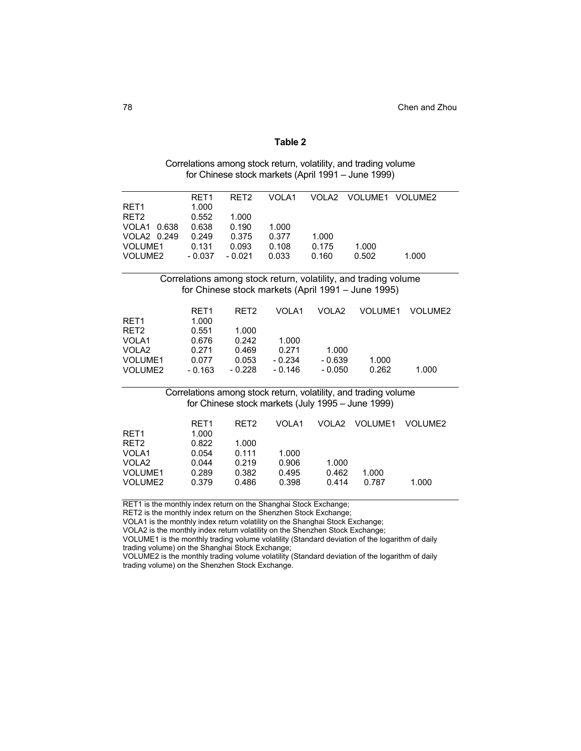**Table 2**

Correlations among stock return, volatility, and trading volume for Chinese stock markets (April 1991 – June 1999)

| | RET1 | RET2 | VOLA1 | VOLA2 | VOLUME1 | VOLUME2 |
|---|---|---|---|---|---|---|
| RET1 | 1.000 | | | | | |
| RET2 | 0.552 | 1.000 | | | | |
| VOLA1 0.638 | 0.638 | 0.190 | 1.000 | | | |
| VOLA2 0.249 | 0.249 | 0.375 | 0.377 | 1.000 | | |
| VOLUME1 | 0.131 | 0.093 | 0.108 | 0.175 | 1.000 | |
| VOLUME2 | - 0.037 | - 0.021 | 0.033 | 0.160 | 0.502 | 1.000 |

Correlations among stock return, volatility, and trading volume for Chinese stock markets (April 1991 – June 1995)

| | RET1 | RET2 | VOLA1 | VOLA2 | VOLUME1 | VOLUME2 |
|---|---|---|---|---|---|---|
| RET1 | 1.000 | | | | | |
| RET2 | 0.551 | 1.000 | | | | |
| VOLA1 | 0.676 | 0.242 | 1.000 | | | |
| VOLA2 | 0.271 | 0.469 | 0.271 | 1.000 | | |
| VOLUME1 | 0.077 | 0.053 | - 0.234 | - 0.639 | 1.000 | |
| VOLUME2 | - 0.163 | - 0.228 | - 0.146 | - 0.050 | 0.262 | 1.000 |

Correlations among stock return, volatility, and trading volume for Chinese stock markets (July 1995 – June 1999)

| | RET1 | RET2 | VOLA1 | VOLA2 | VOLUME1 | VOLUME2 |
|---|---|---|---|---|---|---|
| RET1 | 1.000 | | | | | |
| RET2 | 0.822 | 1.000 | | | | |
| VOLA1 | 0.054 | 0.111 | 1.000 | | | |
| VOLA2 | 0.044 | 0.219 | 0.906 | 1.000 | | |
| VOLUME1 | 0.289 | 0.382 | 0.495 | 0.462 | 1.000 | |
| VOLUME2 | 0.379 | 0.486 | 0.398 | 0.414 | 0.787 | 1.000 |

RET1 is the monthly index return on the Shanghai Stock Exchange;
RET2 is the monthly index return on the Shenzhen Stock Exchange;
VOLA1 is the monthly index return volatility on the Shanghai Stock Exchange;
VOLA2 is the monthly index return volatility on the Shenzhen Stock Exchange;
VOLUME1 is the monthly trading volume volatility (Standard deviation of the logarithm of daily trading volume) on the Shanghai Stock Exchange;
VOLUME2 is the monthly trading volume volatility (Standard deviation of the logarithm of daily trading volume) on the Shenzhen Stock Exchange.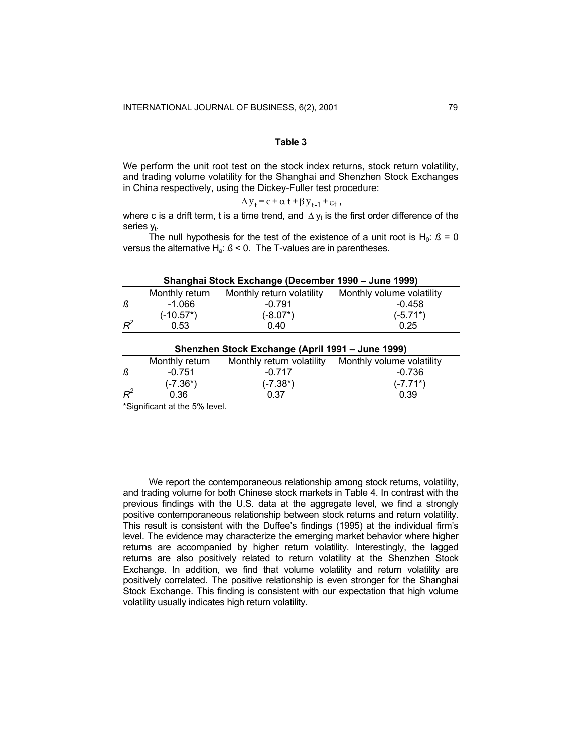**Table 3**

We perform the unit root test on the stock index returns, stock return volatility, and trading volume volatility for the Shanghai and Shenzhen Stock Exchanges in China respectively, using the Dickey-Fuller test procedure:

$$\Delta y_t = c + \alpha t + \beta y_{t-1} + \varepsilon_t ,$$

where c is a drift term, t is a time trend, and $\Delta y_t$ is the first order difference of the series $y_t$.

The null hypothesis for the test of the existence of a unit root is $H_0$: *ß* = 0 versus the alternative $H_a$: *ß* < 0. The T-values are in parentheses.

| Shanghai Stock Exchange (December 1990 – June 1999) | | | |
|---|---|---|---|
| | Monthly return | Monthly return volatility | Monthly volume volatility |
| *ß* | -1.066 | -0.791 | -0.458 |
| | (-10.57*) | (-8.07*) | (-5.71*) |
| $R^2$ | 0.53 | 0.40 | 0.25 |

| Shenzhen Stock Exchange (April 1991 – June 1999) | | | |
|---|---|---|---|
| | Monthly return | Monthly return volatility | Monthly volume volatility |
| *ß* | -0.751 | -0.717 | -0.736 |
| | (-7.36*) | (-7.38*) | (-7.71*) |
| $R^2$ | 0.36 | 0.37 | 0.39 |

*Significant at the 5% level.

We report the contemporaneous relationship among stock returns, volatility, and trading volume for both Chinese stock markets in Table 4. In contrast with the previous findings with the U.S. data at the aggregate level, we find a strongly positive contemporaneous relationship between stock returns and return volatility. This result is consistent with the Duffee's findings (1995) at the individual firm's level. The evidence may characterize the emerging market behavior where higher returns are accompanied by higher return volatility. Interestingly, the lagged returns are also positively related to return volatility at the Shenzhen Stock Exchange. In addition, we find that volume volatility and return volatility are positively correlated. The positive relationship is even stronger for the Shanghai Stock Exchange. This finding is consistent with our expectation that high volume volatility usually indicates high return volatility.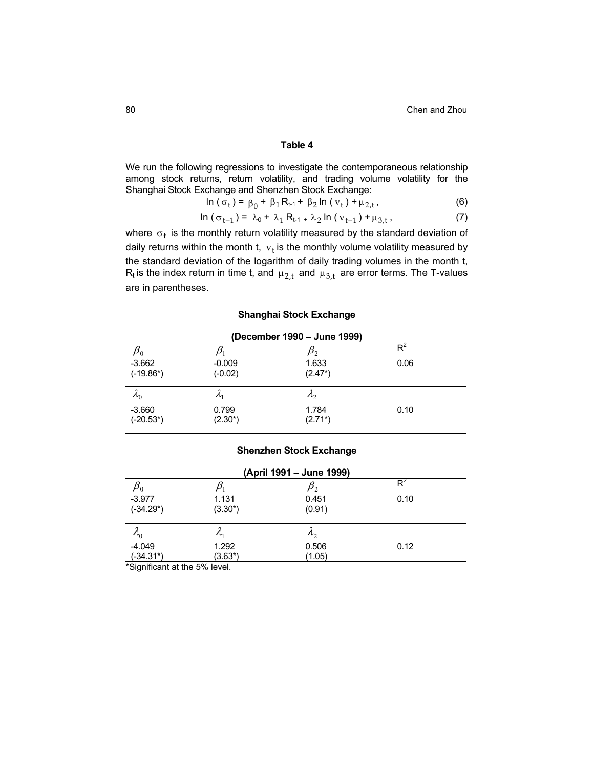### Table 4

We run the following regressions to investigate the contemporaneous relationship among stock returns, return volatility, and trading volume volatility for the Shanghai Stock Exchange and Shenzhen Stock Exchange:

$$\ln(\sigma_t) = \beta_0 + \beta_1 R_{t-1} + \beta_2 \ln(v_t) + \mu_{2,t}, \tag{6}$$

$$\ln(\sigma_{t-1}) = \lambda_0 + \lambda_1 R_{t-1} + \lambda_2 \ln(v_{t-1}) + \mu_{3,t}, \tag{7}$$

where $\sigma_t$ is the monthly return volatility measured by the standard deviation of daily returns within the month t, $v_t$ is the monthly volume volatility measured by the standard deviation of the logarithm of daily trading volumes in the month t, $R_t$ is the index return in time t, and $\mu_{2,t}$ and $\mu_{3,t}$ are error terms. The T-values are in parentheses.

**Shanghai Stock Exchange**

**(December 1990 – June 1999)**

| $\beta_0$ | $\beta_1$ | $\beta_2$ | $R^2$ |
|---|---|---|---|
| -3.662 | -0.009 | 1.633 | 0.06 |
| (-19.86*) | (-0.02) | (2.47*) | |
| $\lambda_0$ | $\lambda_1$ | $\lambda_2$ | |
| -3.660 | 0.799 | 1.784 | 0.10 |
| (-20.53*) | (2.30*) | (2.71*) | |

**Shenzhen Stock Exchange**

**(April 1991 – June 1999)**

| $\beta_0$ | $\beta_1$ | $\beta_2$ | $R^2$ |
|---|---|---|---|
| -3.977 | 1.131 | 0.451 | 0.10 |
| (-34.29*) | (3.30*) | (0.91) | |
| $\lambda_0$ | $\lambda_1$ | $\lambda_2$ | |
| -4.049 | 1.292 | 0.506 | 0.12 |
| (-34.31*) | (3.63*) | (1.05) | |

*Significant at the 5% level.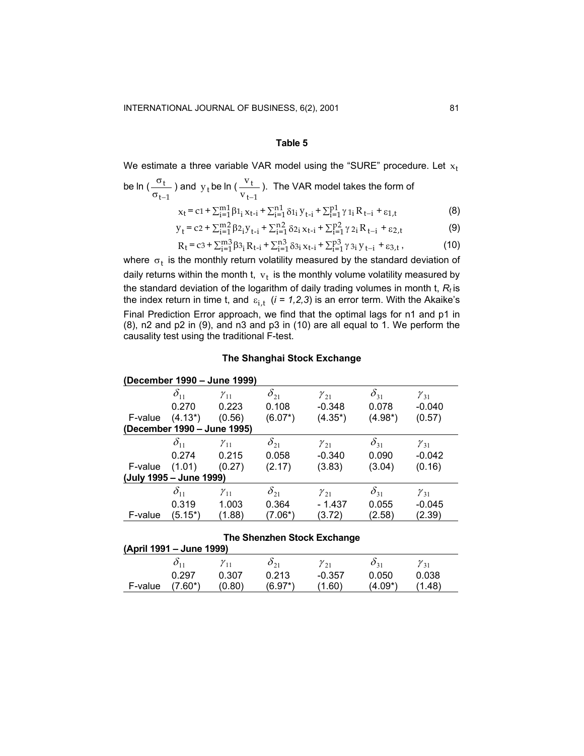## Table 5

We estimate a three variable VAR model using the "SURE" procedure. Let $x_t$ be ln $(\frac{\sigma_t}{\sigma_{t-1}})$ and $y_t$ be ln $(\frac{v_t}{v_{t-1}})$. The VAR model takes the form of

$$x_t = c1 + \sum_{i=1}^{m1} \beta 1_i x_{t-i} + \sum_{i=1}^{n1} \delta 1_i y_{t-i} + \sum_{i=1}^{p1} \gamma 1_i R_{t-i} + \varepsilon_{1,t} \tag{8}$$

$$y_t = c2 + \sum_{i=1}^{m2} \beta 2_i y_{t-i} + \sum_{i=1}^{n2} \delta 2_i x_{t-i} + \sum_{i=1}^{p2} \gamma 2_i R_{t-i} + \varepsilon_{2,t} \tag{9}$$

$$R_t = c3 + \sum_{i=1}^{m3} \beta 3_i R_{t-i} + \sum_{i=1}^{n3} \delta 3_i x_{t-i} + \sum_{i=1}^{p3} \gamma 3_i y_{t-i} + \varepsilon_{3,t}, \tag{10}$$

where $\sigma_t$ is the monthly return volatility measured by the standard deviation of daily returns within the month t, $v_t$ is the monthly volume volatility measured by the standard deviation of the logarithm of daily trading volumes in month t, $R_t$ is the index return in time t, and $\varepsilon_{i,t}$ (*i = 1,2,3*) is an error term. With the Akaike's Final Prediction Error approach, we find that the optimal lags for n1 and p1 in (8), n2 and p2 in (9), and n3 and p3 in (10) are all equal to 1. We perform the causality test using the traditional F-test.

### The Shanghai Stock Exchange

| **(December 1990 – June 1999)** | | | | | | |
|---|---|---|---|---|---|---|
| | $\delta_{11}$ | $\gamma_{11}$ | $\delta_{21}$ | $\gamma_{21}$ | $\delta_{31}$ | $\gamma_{31}$ |
| | 0.270 | 0.223 | 0.108 | -0.348 | 0.078 | -0.040 |
| F-value | (4.13*) | (0.56) | (6.07*) | (4.35*) | (4.98*) | (0.57) |
| **(December 1990 – June 1995)** | | | | | | |
| | $\delta_{11}$ | $\gamma_{11}$ | $\delta_{21}$ | $\gamma_{21}$ | $\delta_{31}$ | $\gamma_{31}$ |
| | 0.274 | 0.215 | 0.058 | -0.340 | 0.090 | -0.042 |
| F-value | (1.01) | (0.27) | (2.17) | (3.83) | (3.04) | (0.16) |
| **(July 1995 – June 1999)** | | | | | | |
| | $\delta_{11}$ | $\gamma_{11}$ | $\delta_{21}$ | $\gamma_{21}$ | $\delta_{31}$ | $\gamma_{31}$ |
| | 0.319 | 1.003 | 0.364 | - 1.437 | 0.055 | -0.045 |
| F-value | (5.15*) | (1.88) | (7.06*) | (3.72) | (2.58) | (2.39) |

### The Shenzhen Stock Exchange

| **(April 1991 – June 1999)** | | | | | | |
|---|---|---|---|---|---|---|
| | $\delta_{11}$ | $\gamma_{11}$ | $\delta_{21}$ | $\gamma_{21}$ | $\delta_{31}$ | $\gamma_{31}$ |
| | 0.297 | 0.307 | 0.213 | -0.357 | 0.050 | 0.038 |
| F-value | (7.60*) | (0.80) | (6.97*) | (1.60) | (4.09*) | (1.48) |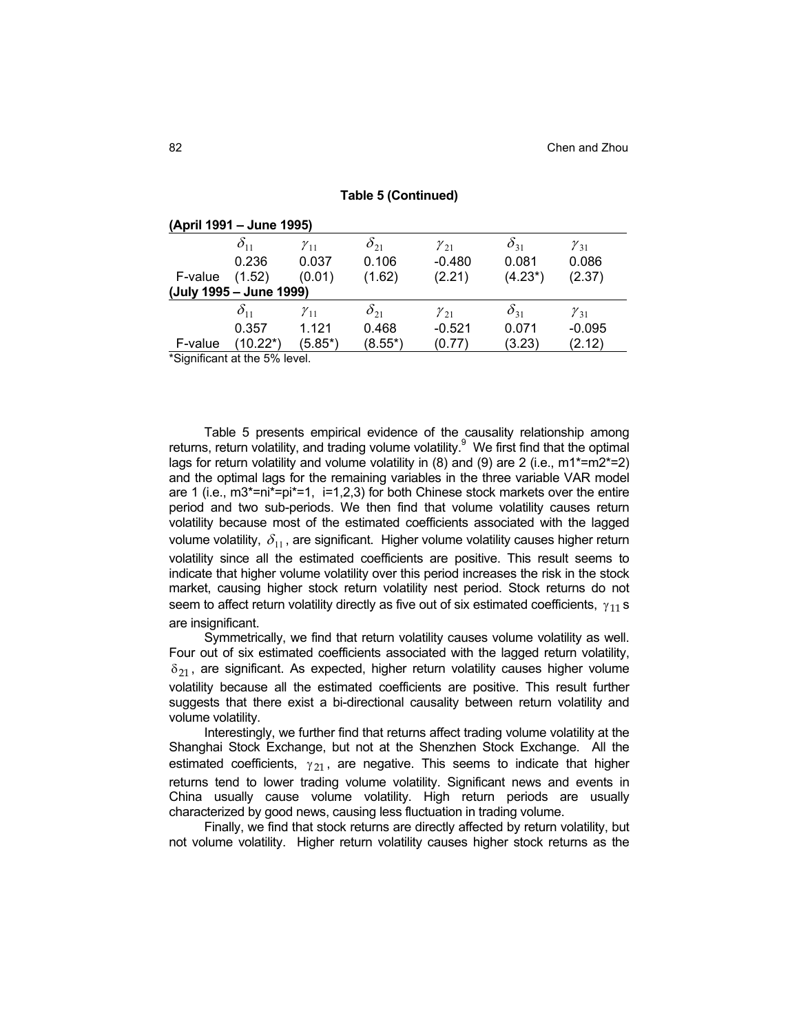**Table 5 (Continued)**

| **(April 1991 – June 1995)** | | | | | | |
|---|---|---|---|---|---|---|
| | $\delta_{11}$ | $\gamma_{11}$ | $\delta_{21}$ | $\gamma_{21}$ | $\delta_{31}$ | $\gamma_{31}$ |
| | 0.236 | 0.037 | 0.106 | -0.480 | 0.081 | 0.086 |
| F-value | (1.52) | (0.01) | (1.62) | (2.21) | (4.23*) | (2.37) |
| **(July 1995 – June 1999)** | | | | | | |
| | $\delta_{11}$ | $\gamma_{11}$ | $\delta_{21}$ | $\gamma_{21}$ | $\delta_{31}$ | $\gamma_{31}$ |
| | 0.357 | 1.121 | 0.468 | -0.521 | 0.071 | -0.095 |
| F-value | (10.22*) | (5.85*) | (8.55*) | (0.77) | (3.23) | (2.12) |

*Significant at the 5% level.

Table 5 presents empirical evidence of the causality relationship among returns, return volatility, and trading volume volatility.[9] We first find that the optimal lags for return volatility and volume volatility in (8) and (9) are 2 (i.e., m1*=m2*=2) and the optimal lags for the remaining variables in the three variable VAR model are 1 (i.e., m3*=ni*=pi*=1, i=1,2,3) for both Chinese stock markets over the entire period and two sub-periods. We then find that volume volatility causes return volatility because most of the estimated coefficients associated with the lagged volume volatility, $\delta_{11}$, are significant. Higher volume volatility causes higher return volatility since all the estimated coefficients are positive. This result seems to indicate that higher volume volatility over this period increases the risk in the stock market, causing higher stock return volatility nest period. Stock returns do not seem to affect return volatility directly as five out of six estimated coefficients, $\gamma_{11}$ s are insignificant.

Symmetrically, we find that return volatility causes volume volatility as well. Four out of six estimated coefficients associated with the lagged return volatility, $\delta_{21}$, are significant. As expected, higher return volatility causes higher volume volatility because all the estimated coefficients are positive. This result further suggests that there exist a bi-directional causality between return volatility and volume volatility.

Interestingly, we further find that returns affect trading volume volatility at the Shanghai Stock Exchange, but not at the Shenzhen Stock Exchange. All the estimated coefficients, $\gamma_{21}$, are negative. This seems to indicate that higher returns tend to lower trading volume volatility. Significant news and events in China usually cause volume volatility. High return periods are usually characterized by good news, causing less fluctuation in trading volume.

Finally, we find that stock returns are directly affected by return volatility, but not volume volatility. Higher return volatility causes higher stock returns as the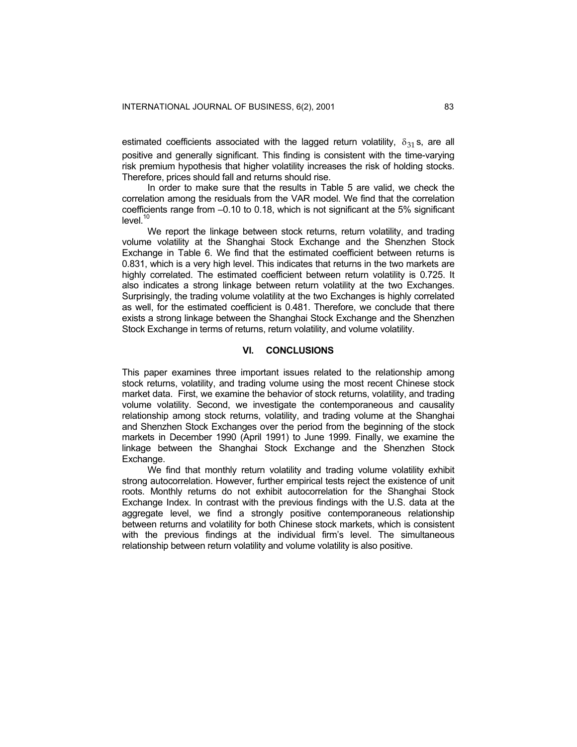estimated coefficients associated with the lagged return volatility, $\delta_{31}$s, are all positive and generally significant. This finding is consistent with the time-varying risk premium hypothesis that higher volatility increases the risk of holding stocks. Therefore, prices should fall and returns should rise.

In order to make sure that the results in Table 5 are valid, we check the correlation among the residuals from the VAR model. We find that the correlation coefficients range from –0.10 to 0.18, which is not significant at the 5% significant level.[10]

We report the linkage between stock returns, return volatility, and trading volume volatility at the Shanghai Stock Exchange and the Shenzhen Stock Exchange in Table 6. We find that the estimated coefficient between returns is 0.831, which is a very high level. This indicates that returns in the two markets are highly correlated. The estimated coefficient between return volatility is 0.725. It also indicates a strong linkage between return volatility at the two Exchanges. Surprisingly, the trading volume volatility at the two Exchanges is highly correlated as well, for the estimated coefficient is 0.481. Therefore, we conclude that there exists a strong linkage between the Shanghai Stock Exchange and the Shenzhen Stock Exchange in terms of returns, return volatility, and volume volatility.

## VI. CONCLUSIONS

This paper examines three important issues related to the relationship among stock returns, volatility, and trading volume using the most recent Chinese stock market data. First, we examine the behavior of stock returns, volatility, and trading volume volatility. Second, we investigate the contemporaneous and causality relationship among stock returns, volatility, and trading volume at the Shanghai and Shenzhen Stock Exchanges over the period from the beginning of the stock markets in December 1990 (April 1991) to June 1999. Finally, we examine the linkage between the Shanghai Stock Exchange and the Shenzhen Stock Exchange.

We find that monthly return volatility and trading volume volatility exhibit strong autocorrelation. However, further empirical tests reject the existence of unit roots. Monthly returns do not exhibit autocorrelation for the Shanghai Stock Exchange Index. In contrast with the previous findings with the U.S. data at the aggregate level, we find a strongly positive contemporaneous relationship between returns and volatility for both Chinese stock markets, which is consistent with the previous findings at the individual firm's level. The simultaneous relationship between return volatility and volume volatility is also positive.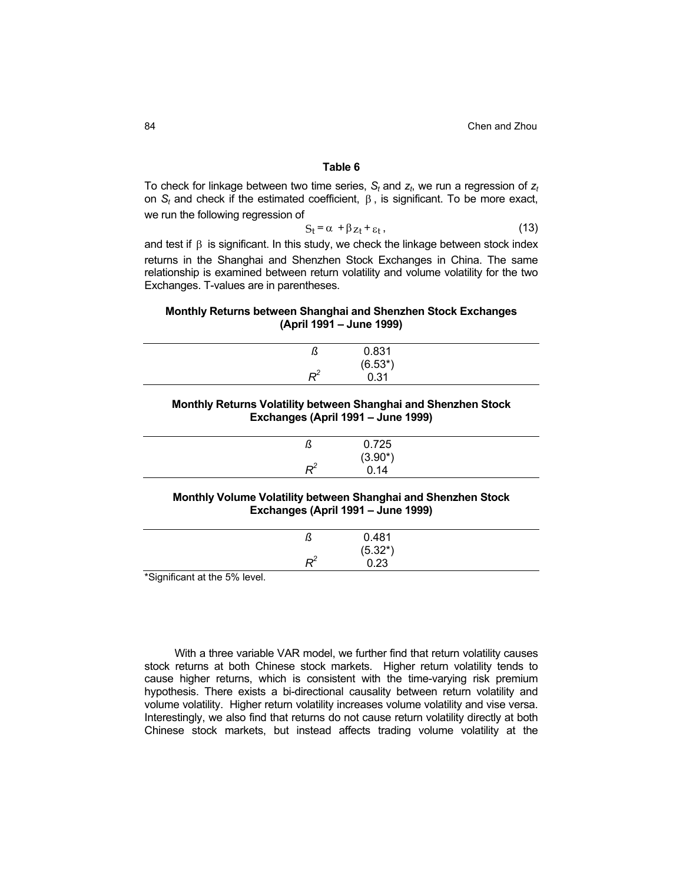**Table 6**

To check for linkage between two time series, $S_t$ and $z_t$, we run a regression of $z_t$ on $S_t$ and check if the estimated coefficient, $\beta$, is significant. To be more exact, we run the following regression of

$$S_t = \alpha + \beta z_t + \varepsilon_t, \tag{13}$$

and test if $\beta$ is significant. In this study, we check the linkage between stock index returns in the Shanghai and Shenzhen Stock Exchanges in China. The same relationship is examined between return volatility and volume volatility for the two Exchanges. T-values are in parentheses.

**Monthly Returns between Shanghai and Shenzhen Stock Exchanges (April 1991 – June 1999)**

| | |
|---|---|
| ß | 0.831 |
| | (6.53*) |
| $R^2$ | 0.31 |

**Monthly Returns Volatility between Shanghai and Shenzhen Stock Exchanges (April 1991 – June 1999)**

| | |
|---|---|
| ß | 0.725 |
| | (3.90*) |
| $R^2$ | 0.14 |

**Monthly Volume Volatility between Shanghai and Shenzhen Stock Exchanges (April 1991 – June 1999)**

| | |
|---|---|
| ß | 0.481 |
| | (5.32*) |
| $R^2$ | 0.23 |

*Significant at the 5% level.

With a three variable VAR model, we further find that return volatility causes stock returns at both Chinese stock markets. Higher return volatility tends to cause higher returns, which is consistent with the time-varying risk premium hypothesis. There exists a bi-directional causality between return volatility and volume volatility. Higher return volatility increases volume volatility and vise versa. Interestingly, we also find that returns do not cause return volatility directly at both Chinese stock markets, but instead affects trading volume volatility at the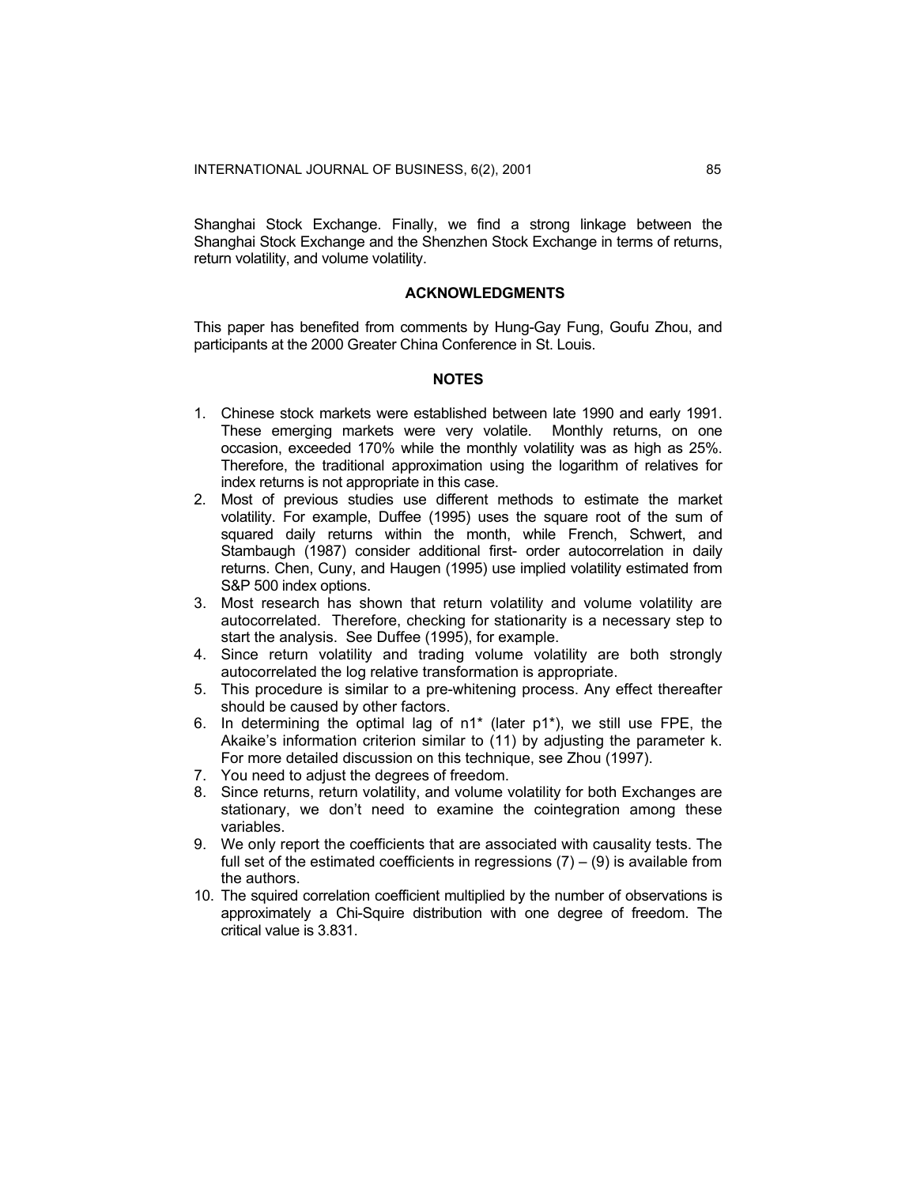Shanghai Stock Exchange. Finally, we find a strong linkage between the Shanghai Stock Exchange and the Shenzhen Stock Exchange in terms of returns, return volatility, and volume volatility.

## ACKNOWLEDGMENTS

This paper has benefited from comments by Hung-Gay Fung, Goufu Zhou, and participants at the 2000 Greater China Conference in St. Louis.

## NOTES

1. Chinese stock markets were established between late 1990 and early 1991. These emerging markets were very volatile. Monthly returns, on one occasion, exceeded 170% while the monthly volatility was as high as 25%. Therefore, the traditional approximation using the logarithm of relatives for index returns is not appropriate in this case.
2. Most of previous studies use different methods to estimate the market volatility. For example, Duffee (1995) uses the square root of the sum of squared daily returns within the month, while French, Schwert, and Stambaugh (1987) consider additional first- order autocorrelation in daily returns. Chen, Cuny, and Haugen (1995) use implied volatility estimated from S&P 500 index options.
3. Most research has shown that return volatility and volume volatility are autocorrelated. Therefore, checking for stationarity is a necessary step to start the analysis. See Duffee (1995), for example.
4. Since return volatility and trading volume volatility are both strongly autocorrelated the log relative transformation is appropriate.
5. This procedure is similar to a pre-whitening process. Any effect thereafter should be caused by other factors.
6. In determining the optimal lag of $n1^*$ (later $p1^*$), we still use FPE, the Akaike's information criterion similar to (11) by adjusting the parameter k. For more detailed discussion on this technique, see Zhou (1997).
7. You need to adjust the degrees of freedom.
8. Since returns, return volatility, and volume volatility for both Exchanges are stationary, we don't need to examine the cointegration among these variables.
9. We only report the coefficients that are associated with causality tests. The full set of the estimated coefficients in regressions (7) – (9) is available from the authors.
10. The squired correlation coefficient multiplied by the number of observations is approximately a Chi-Squire distribution with one degree of freedom. The critical value is 3.831.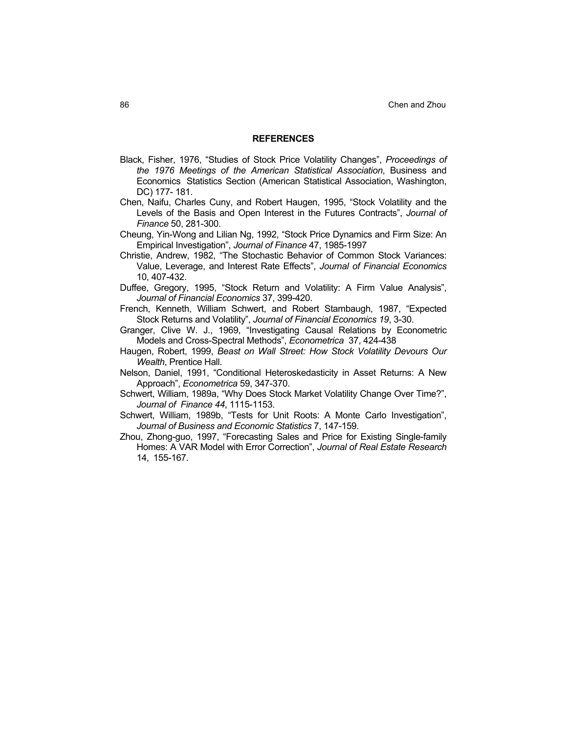## REFERENCES

Black, Fisher, 1976, "Studies of Stock Price Volatility Changes", *Proceedings of the 1976 Meetings of the American Statistical Association*, Business and Economics Statistics Section (American Statistical Association, Washington, DC) 177- 181.

Chen, Naifu, Charles Cuny, and Robert Haugen, 1995, "Stock Volatility and the Levels of the Basis and Open Interest in the Futures Contracts", *Journal of Finance* 50, 281-300.

Cheung, Yin-Wong and Lilian Ng, 1992, "Stock Price Dynamics and Firm Size: An Empirical Investigation", *Journal of Finance* 47, 1985-1997

Christie, Andrew, 1982, "The Stochastic Behavior of Common Stock Variances: Value, Leverage, and Interest Rate Effects", *Journal of Financial Economics* 10, 407-432.

Duffee, Gregory, 1995, "Stock Return and Volatility: A Firm Value Analysis", *Journal of Financial Economics* 37, 399-420.

French, Kenneth, William Schwert, and Robert Stambaugh, 1987, "Expected Stock Returns and Volatility", *Journal of Financial Economics 19*, 3-30.

Granger, Clive W. J., 1969, "Investigating Causal Relations by Econometric Models and Cross-Spectral Methods", *Econometrica* 37, 424-438

Haugen, Robert, 1999, *Beast on Wall Street: How Stock Volatility Devours Our Wealth*, Prentice Hall.

Nelson, Daniel, 1991, "Conditional Heteroskedasticity in Asset Returns: A New Approach", *Econometrica* 59, 347-370.

Schwert, William, 1989a, "Why Does Stock Market Volatility Change Over Time?", *Journal of Finance 44*, 1115-1153.

Schwert, William, 1989b, "Tests for Unit Roots: A Monte Carlo Investigation", *Journal of Business and Economic Statistics* 7, 147-159.

Zhou, Zhong-guo, 1997, "Forecasting Sales and Price for Existing Single-family Homes: A VAR Model with Error Correction", *Journal of Real Estate Research* 14, 155-167.